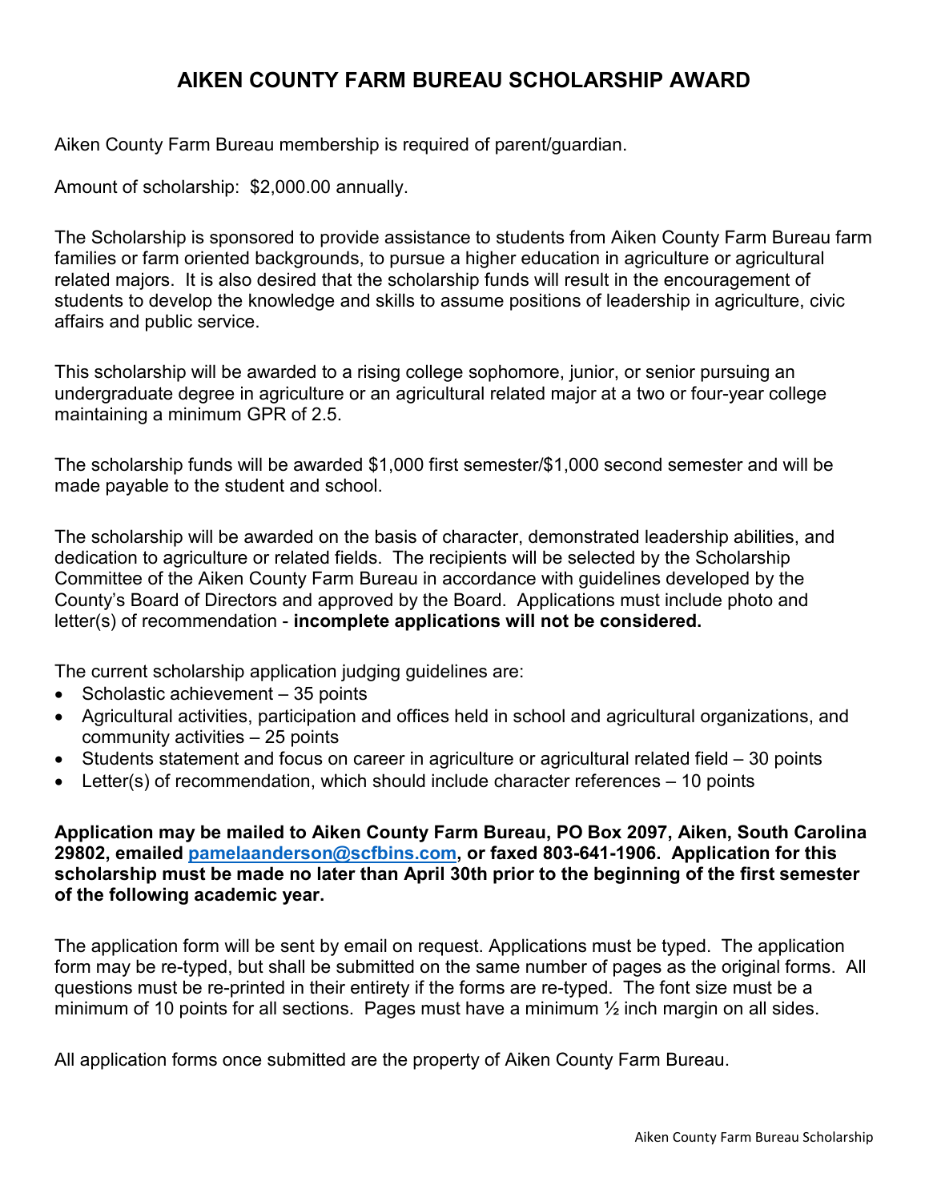# AIKEN COUNTY FARM BUREAU SCHOLARSHIP AWARD

Aiken County Farm Bureau membership is required of parent/guardian.

Amount of scholarship: $2,000.00 annually.

The Scholarship is sponsored to provide assistance to students from Aiken County Farm Bureau farm families or farm oriented backgrounds, to pursue a higher education in agriculture or agricultural related majors. It is also desired that the scholarship funds will result in the encouragement of students to develop the knowledge and skills to assume positions of leadership in agriculture, civic affairs and public service.

This scholarship will be awarded to a rising college sophomore, junior, or senior pursuing an undergraduate degree in agriculture or an agricultural related major at a two or four-year college maintaining a minimum GPR of 2.5.

The scholarship funds will be awarded $1,000 first semester/$1,000 second semester and will be made payable to the student and school.

The scholarship will be awarded on the basis of character, demonstrated leadership abilities, and dedication to agriculture or related fields. The recipients will be selected by the Scholarship Committee of the Aiken County Farm Bureau in accordance with guidelines developed by the County's Board of Directors and approved by the Board. Applications must include photo and letter(s) of recommendation - **incomplete applications will not be considered.**

The current scholarship application judging guidelines are:

- Scholastic achievement – 35 points
- Agricultural activities, participation and offices held in school and agricultural organizations, and community activities – 25 points
- Students statement and focus on career in agriculture or agricultural related field – 30 points
- Letter(s) of recommendation, which should include character references – 10 points

**Application may be mailed to Aiken County Farm Bureau, PO Box 2097, Aiken, South Carolina 29802, emailed pamelaanderson@scfbins.com, or faxed 803-641-1906. Application for this scholarship must be made no later than April 30th prior to the beginning of the first semester of the following academic year.**

The application form will be sent by email on request. Applications must be typed. The application form may be re-typed, but shall be submitted on the same number of pages as the original forms. All questions must be re-printed in their entirety if the forms are re-typed. The font size must be a minimum of 10 points for all sections. Pages must have a minimum ½ inch margin on all sides.

All application forms once submitted are the property of Aiken County Farm Bureau.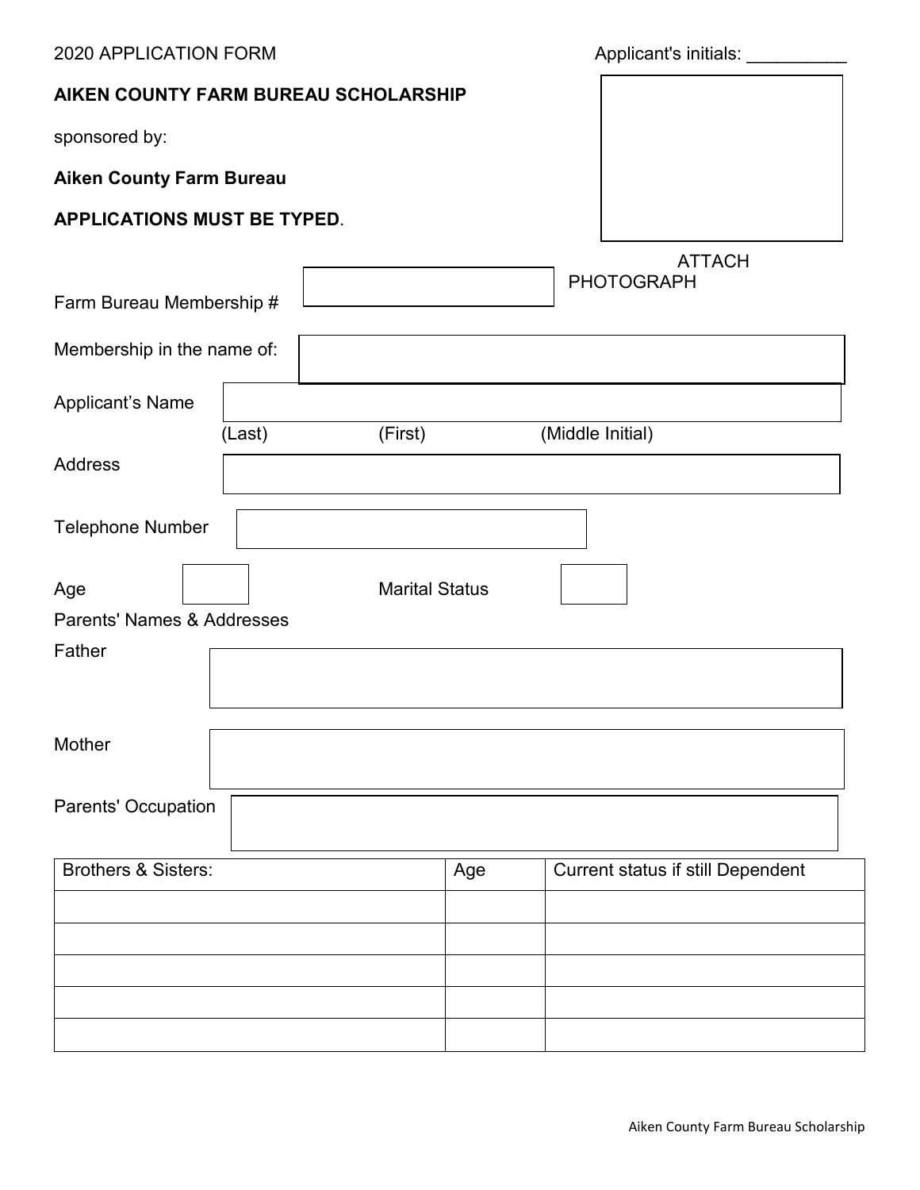2020 APPLICATION FORM

Applicant's initials: __________

**AIKEN COUNTY FARM BUREAU SCHOLARSHIP**

sponsored by:

**Aiken County Farm Bureau**

**APPLICATIONS MUST BE TYPED**.

ATTACH PHOTOGRAPH

Farm Bureau Membership # ____________________

Membership in the name of: ____________________

Applicant's Name ____________________

(Last) (First) (Middle Initial)

Address ____________________

Telephone Number ____________________

Age ______ Marital Status ______

Parents' Names & Addresses

Father ____________________

Mother ____________________

Parents' Occupation ____________________

| Brothers & Sisters: | Age | Current status if still Dependent |
|---|---|---|
| | | |
| | | |
| | | |
| | | |
| | | |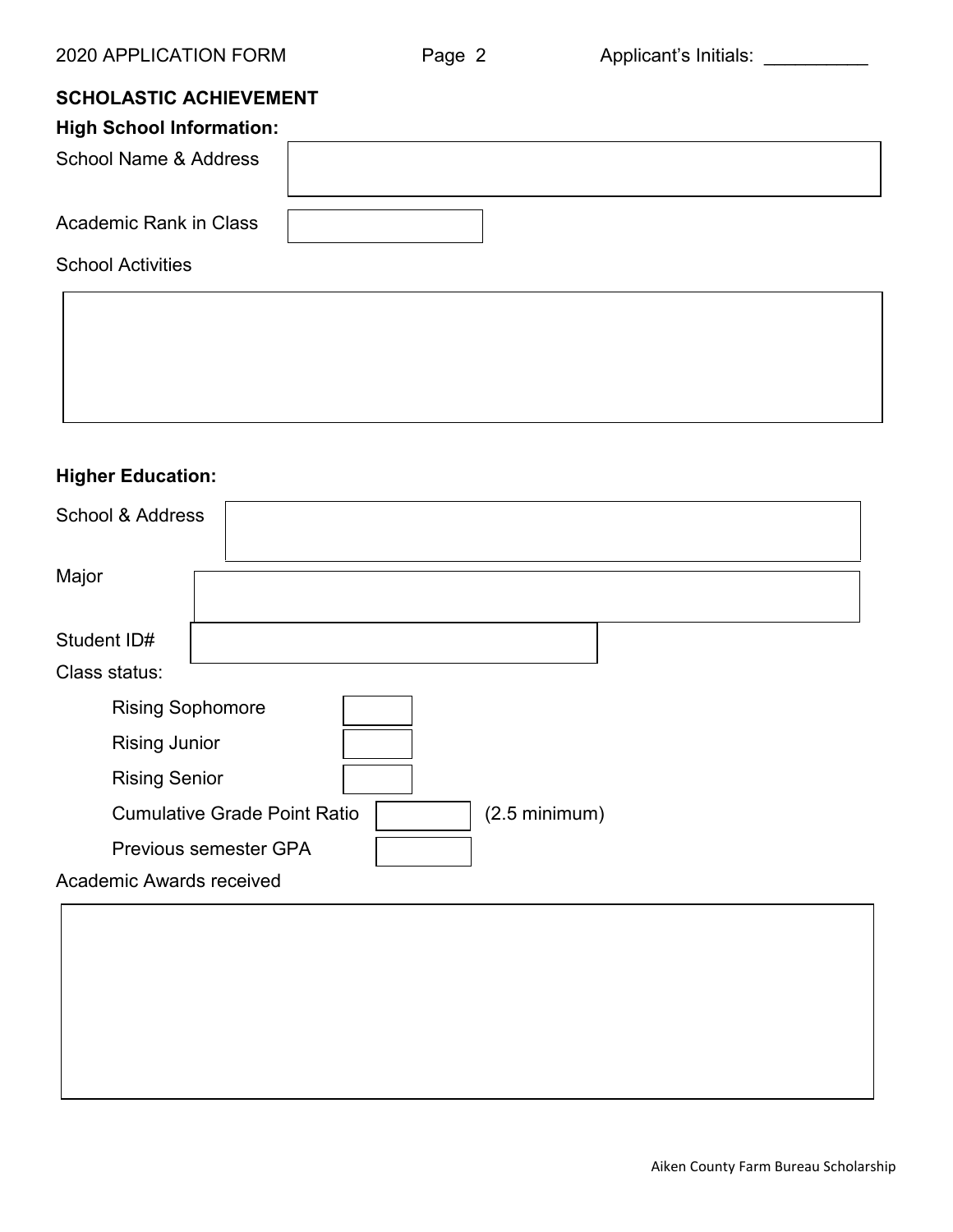**SCHOLASTIC ACHIEVEMENT**

**High School Information:**

School Name & Address

Academic Rank in Class

School Activities

**Higher Education:**

School & Address

Major

Student ID#

Class status:

Rising Sophomore

Rising Junior

Rising Senior

Cumulative Grade Point Ratio (2.5 minimum)

Previous semester GPA

Academic Awards received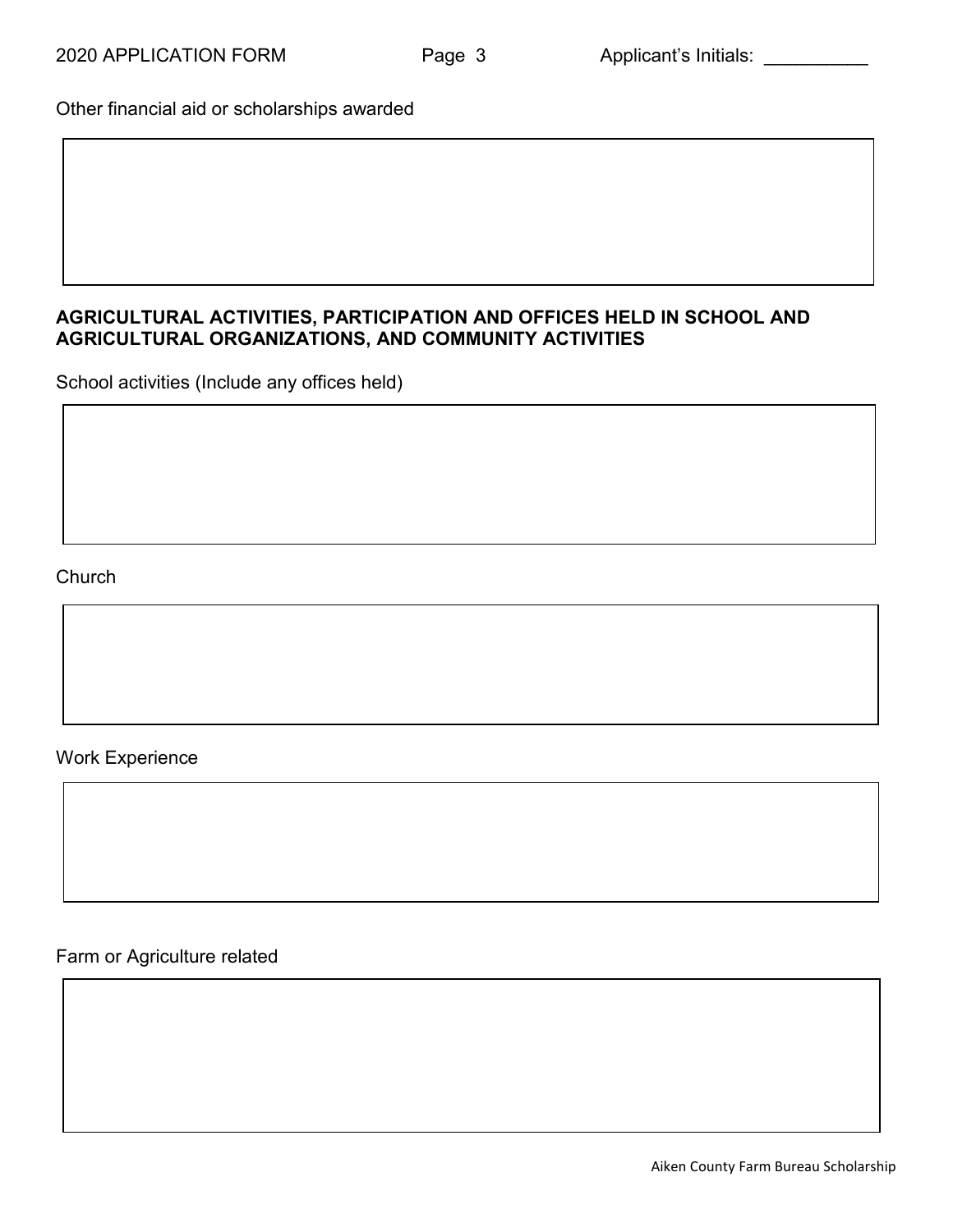Other financial aid or scholarships awarded

**AGRICULTURAL ACTIVITIES, PARTICIPATION AND OFFICES HELD IN SCHOOL AND AGRICULTURAL ORGANIZATIONS, AND COMMUNITY ACTIVITIES**

School activities (Include any offices held)

Church

Work Experience

Farm or Agriculture related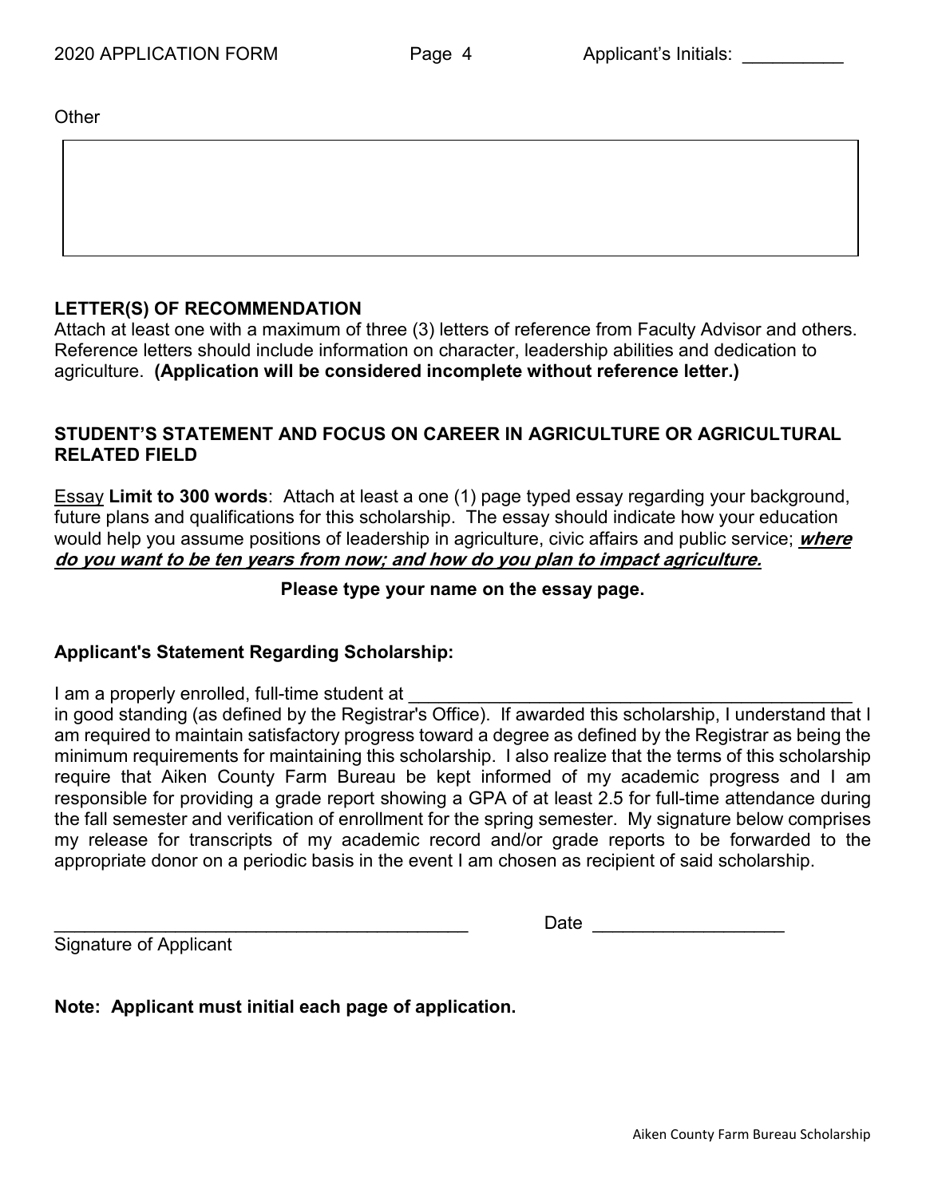Other

| |
|---|
| |

## LETTER(S) OF RECOMMENDATION

Attach at least one with a maximum of three (3) letters of reference from Faculty Advisor and others. Reference letters should include information on character, leadership abilities and dedication to agriculture. **(Application will be considered incomplete without reference letter.)**

## STUDENT'S STATEMENT AND FOCUS ON CAREER IN AGRICULTURE OR AGRICULTURAL RELATED FIELD

Essay **Limit to 300 words**: Attach at least a one (1) page typed essay regarding your background, future plans and qualifications for this scholarship. The essay should indicate how your education would help you assume positions of leadership in agriculture, civic affairs and public service; ***where do you want to be ten years from now; and how do you plan to impact agriculture.***

**Please type your name on the essay page.**

**Applicant's Statement Regarding Scholarship:**

I am a properly enrolled, full-time student at _____________________________________________
in good standing (as defined by the Registrar's Office). If awarded this scholarship, I understand that I am required to maintain satisfactory progress toward a degree as defined by the Registrar as being the minimum requirements for maintaining this scholarship. I also realize that the terms of this scholarship require that Aiken County Farm Bureau be kept informed of my academic progress and I am responsible for providing a grade report showing a GPA of at least 2.5 for full-time attendance during the fall semester and verification of enrollment for the spring semester. My signature below comprises my release for transcripts of my academic record and/or grade reports to be forwarded to the appropriate donor on a periodic basis in the event I am chosen as recipient of said scholarship.

__________________________________________ Date ___________________

Signature of Applicant

**Note: Applicant must initial each page of application.**